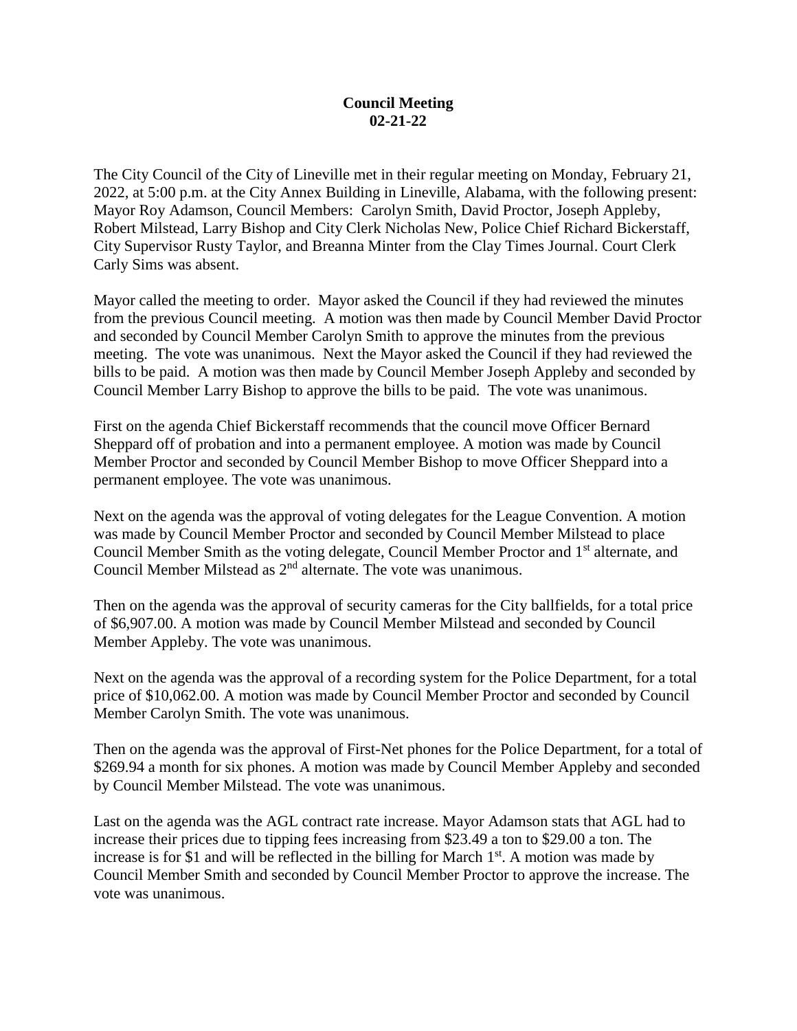**Council Meeting**
**02-21-22**

The City Council of the City of Lineville met in their regular meeting on Monday, February 21, 2022, at 5:00 p.m. at the City Annex Building in Lineville, Alabama, with the following present: Mayor Roy Adamson, Council Members: Carolyn Smith, David Proctor, Joseph Appleby, Robert Milstead, Larry Bishop and City Clerk Nicholas New, Police Chief Richard Bickerstaff, City Supervisor Rusty Taylor, and Breanna Minter from the Clay Times Journal. Court Clerk Carly Sims was absent.

Mayor called the meeting to order. Mayor asked the Council if they had reviewed the minutes from the previous Council meeting. A motion was then made by Council Member David Proctor and seconded by Council Member Carolyn Smith to approve the minutes from the previous meeting. The vote was unanimous. Next the Mayor asked the Council if they had reviewed the bills to be paid. A motion was then made by Council Member Joseph Appleby and seconded by Council Member Larry Bishop to approve the bills to be paid. The vote was unanimous.

First on the agenda Chief Bickerstaff recommends that the council move Officer Bernard Sheppard off of probation and into a permanent employee. A motion was made by Council Member Proctor and seconded by Council Member Bishop to move Officer Sheppard into a permanent employee. The vote was unanimous.

Next on the agenda was the approval of voting delegates for the League Convention. A motion was made by Council Member Proctor and seconded by Council Member Milstead to place Council Member Smith as the voting delegate, Council Member Proctor and 1st alternate, and Council Member Milstead as 2nd alternate. The vote was unanimous.

Then on the agenda was the approval of security cameras for the City ballfields, for a total price of $6,907.00. A motion was made by Council Member Milstead and seconded by Council Member Appleby. The vote was unanimous.

Next on the agenda was the approval of a recording system for the Police Department, for a total price of $10,062.00. A motion was made by Council Member Proctor and seconded by Council Member Carolyn Smith. The vote was unanimous.

Then on the agenda was the approval of First-Net phones for the Police Department, for a total of $269.94 a month for six phones. A motion was made by Council Member Appleby and seconded by Council Member Milstead. The vote was unanimous.

Last on the agenda was the AGL contract rate increase. Mayor Adamson stats that AGL had to increase their prices due to tipping fees increasing from $23.49 a ton to $29.00 a ton. The increase is for $1 and will be reflected in the billing for March 1st. A motion was made by Council Member Smith and seconded by Council Member Proctor to approve the increase. The vote was unanimous.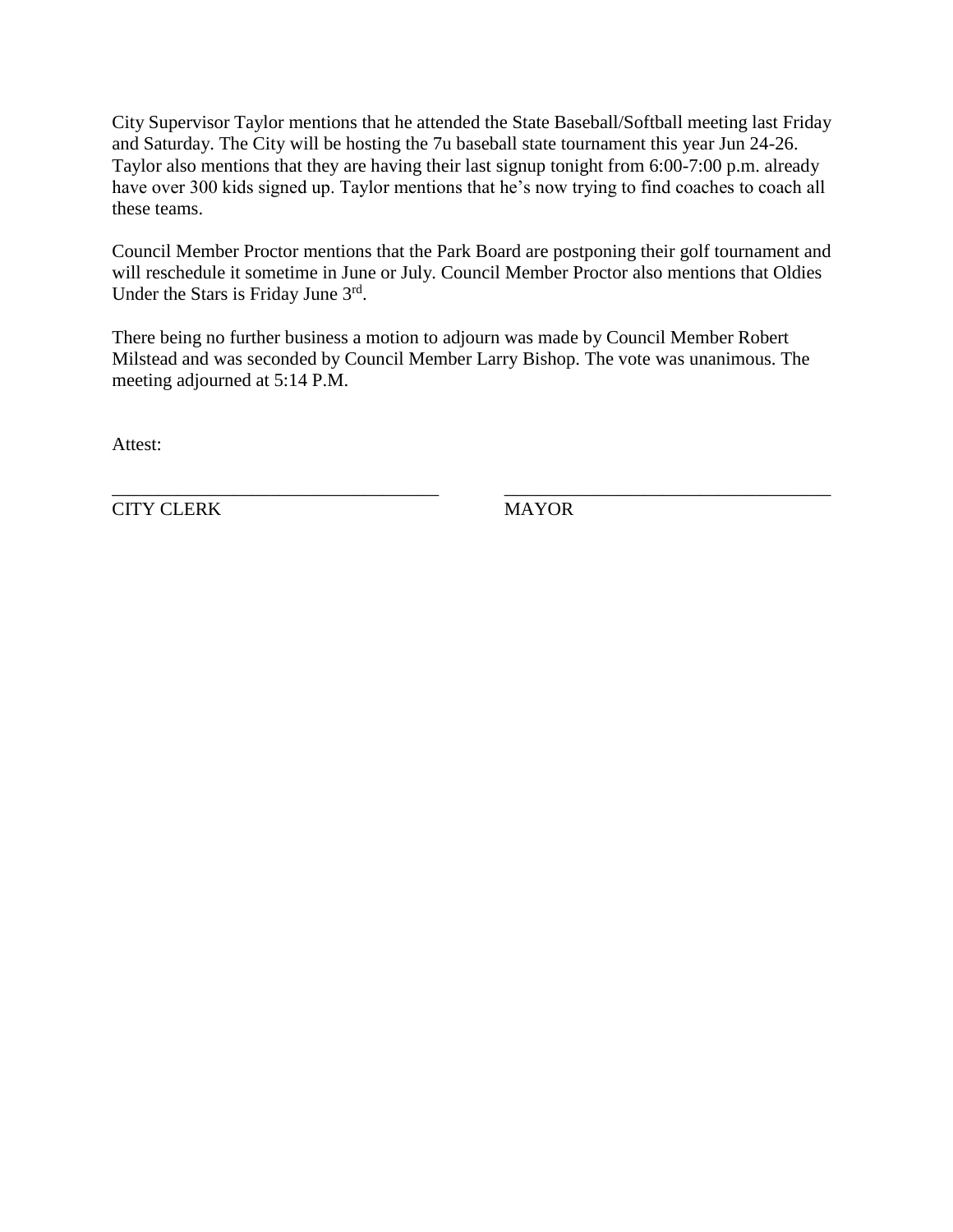City Supervisor Taylor mentions that he attended the State Baseball/Softball meeting last Friday and Saturday. The City will be hosting the 7u baseball state tournament this year Jun 24-26. Taylor also mentions that they are having their last signup tonight from 6:00-7:00 p.m. already have over 300 kids signed up. Taylor mentions that he's now trying to find coaches to coach all these teams.

Council Member Proctor mentions that the Park Board are postponing their golf tournament and will reschedule it sometime in June or July. Council Member Proctor also mentions that Oldies Under the Stars is Friday June 3rd.

There being no further business a motion to adjourn was made by Council Member Robert Milstead and was seconded by Council Member Larry Bishop. The vote was unanimous. The meeting adjourned at 5:14 P.M.

Attest:

| | |
|---|---|
| ___________________________________ | ___________________________________ |
| CITY CLERK | MAYOR |